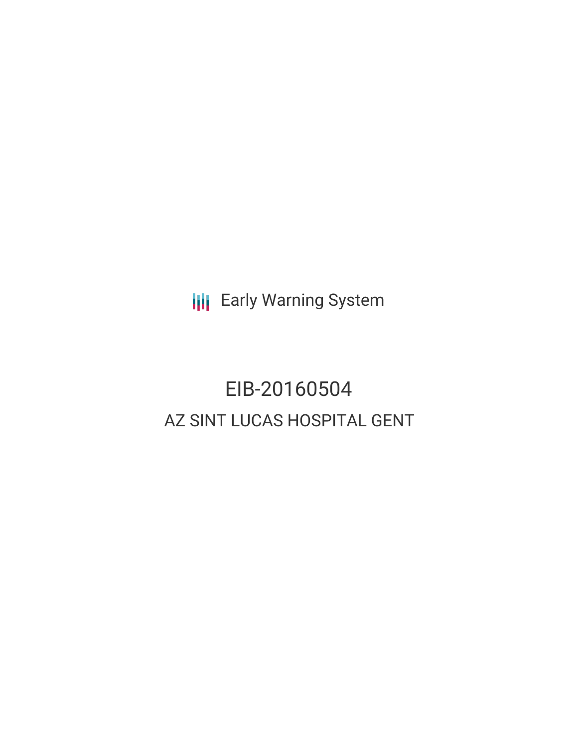Early Warning System

# EIB-20160504

## AZ SINT LUCAS HOSPITAL GENT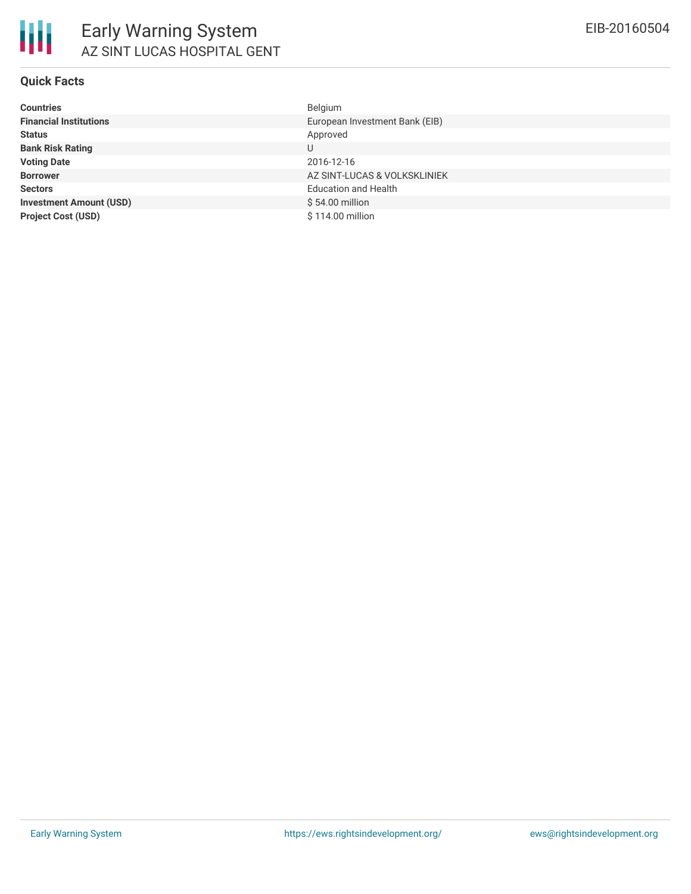# Early Warning System

## AZ SINT LUCAS HOSPITAL GENT

EIB-20160504

### Quick Facts

| | |
|---|---|
| **Countries** | Belgium |
| **Financial Institutions** | European Investment Bank (EIB) |
| **Status** | Approved |
| **Bank Risk Rating** | U |
| **Voting Date** | 2016-12-16 |
| **Borrower** | AZ SINT-LUCAS & VOLKSKLINIEK |
| **Sectors** | Education and Health |
| **Investment Amount (USD)** | $ 54.00 million |
| **Project Cost (USD)** | $ 114.00 million |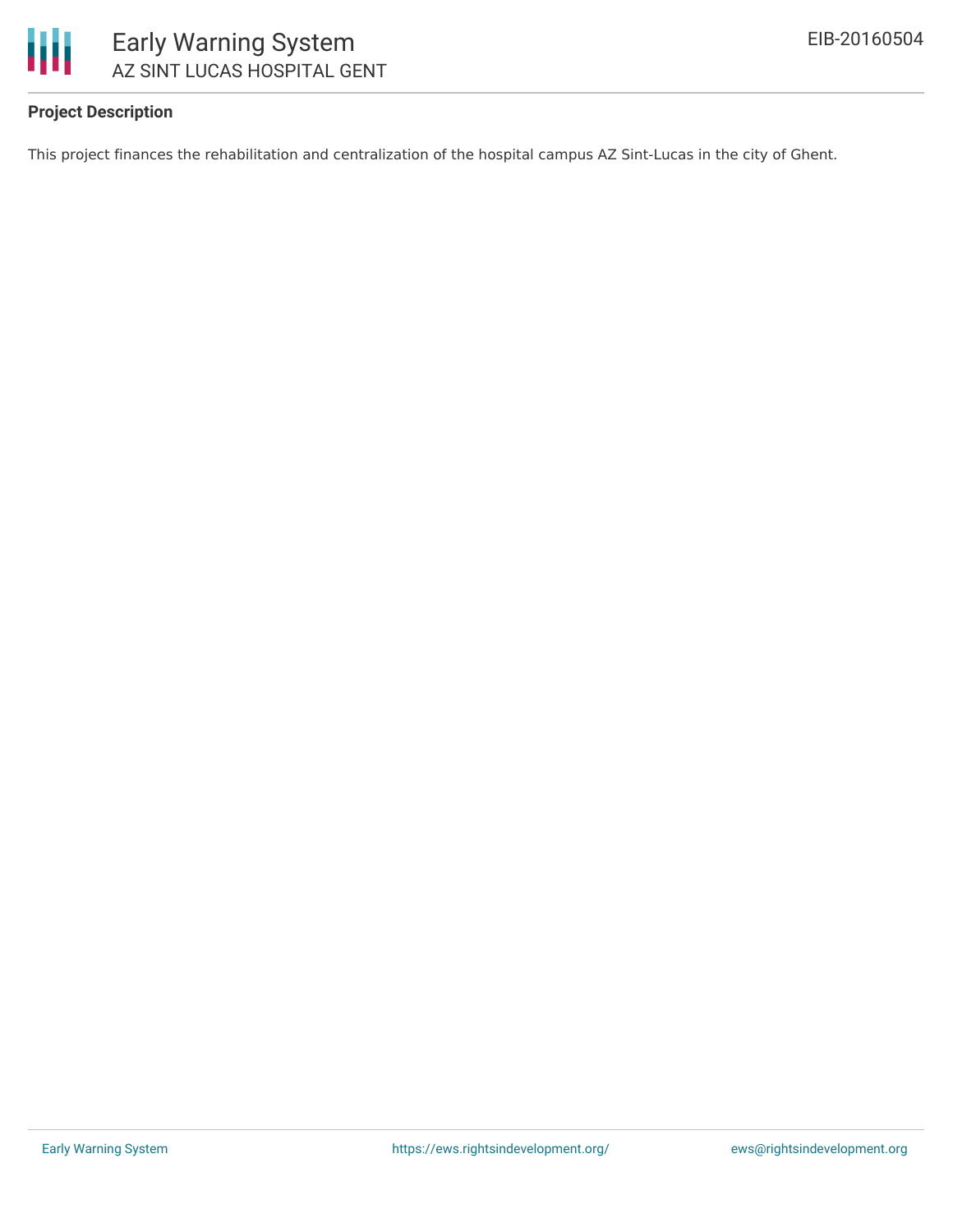## Project Description

This project finances the rehabilitation and centralization of the hospital campus AZ Sint-Lucas in the city of Ghent.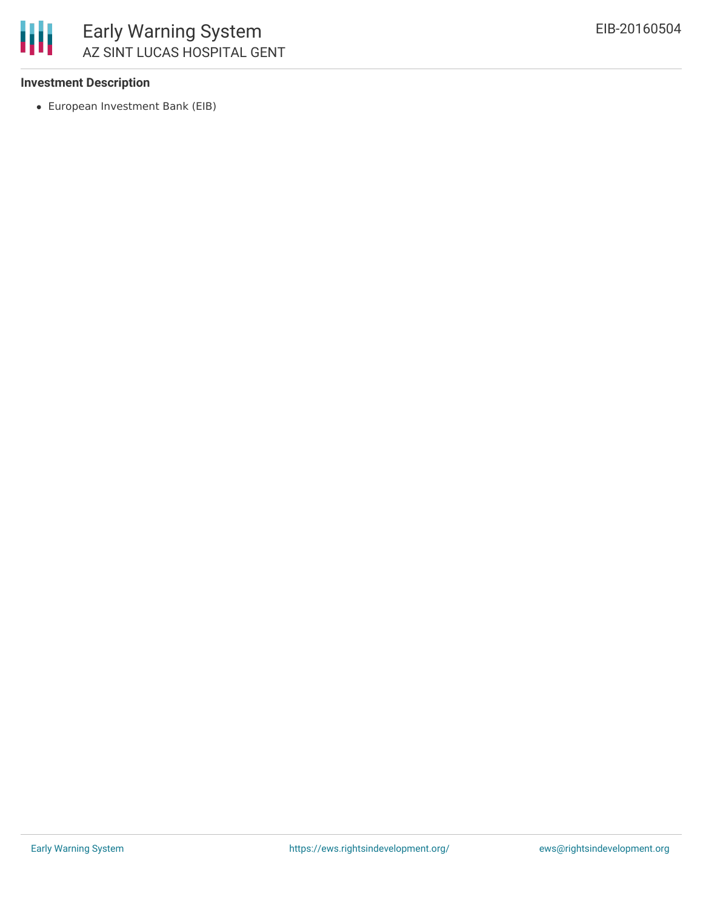**Investment Description**

- European Investment Bank (EIB)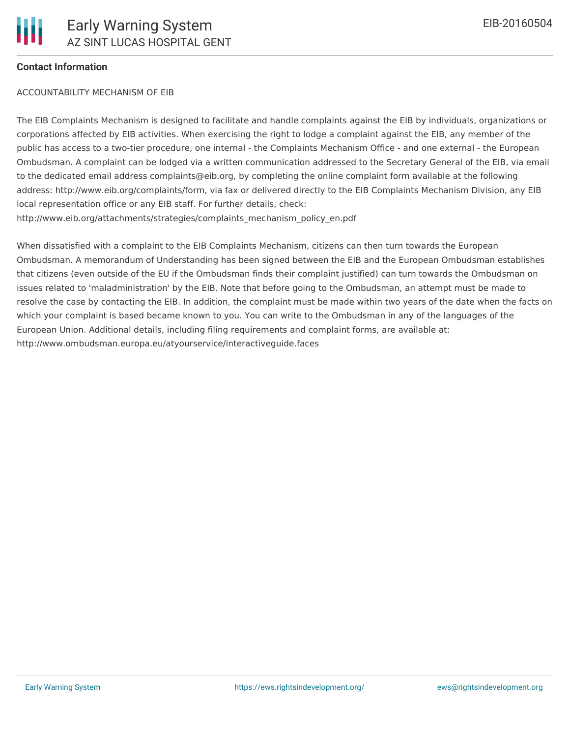**Contact Information**

ACCOUNTABILITY MECHANISM OF EIB

The EIB Complaints Mechanism is designed to facilitate and handle complaints against the EIB by individuals, organizations or corporations affected by EIB activities. When exercising the right to lodge a complaint against the EIB, any member of the public has access to a two-tier procedure, one internal - the Complaints Mechanism Office - and one external - the European Ombudsman. A complaint can be lodged via a written communication addressed to the Secretary General of the EIB, via email to the dedicated email address complaints@eib.org, by completing the online complaint form available at the following address: http://www.eib.org/complaints/form, via fax or delivered directly to the EIB Complaints Mechanism Division, any EIB local representation office or any EIB staff. For further details, check: http://www.eib.org/attachments/strategies/complaints_mechanism_policy_en.pdf

When dissatisfied with a complaint to the EIB Complaints Mechanism, citizens can then turn towards the European Ombudsman. A memorandum of Understanding has been signed between the EIB and the European Ombudsman establishes that citizens (even outside of the EU if the Ombudsman finds their complaint justified) can turn towards the Ombudsman on issues related to 'maladministration' by the EIB. Note that before going to the Ombudsman, an attempt must be made to resolve the case by contacting the EIB. In addition, the complaint must be made within two years of the date when the facts on which your complaint is based became known to you. You can write to the Ombudsman in any of the languages of the European Union. Additional details, including filing requirements and complaint forms, are available at: http://www.ombudsman.europa.eu/atyourservice/interactiveguide.faces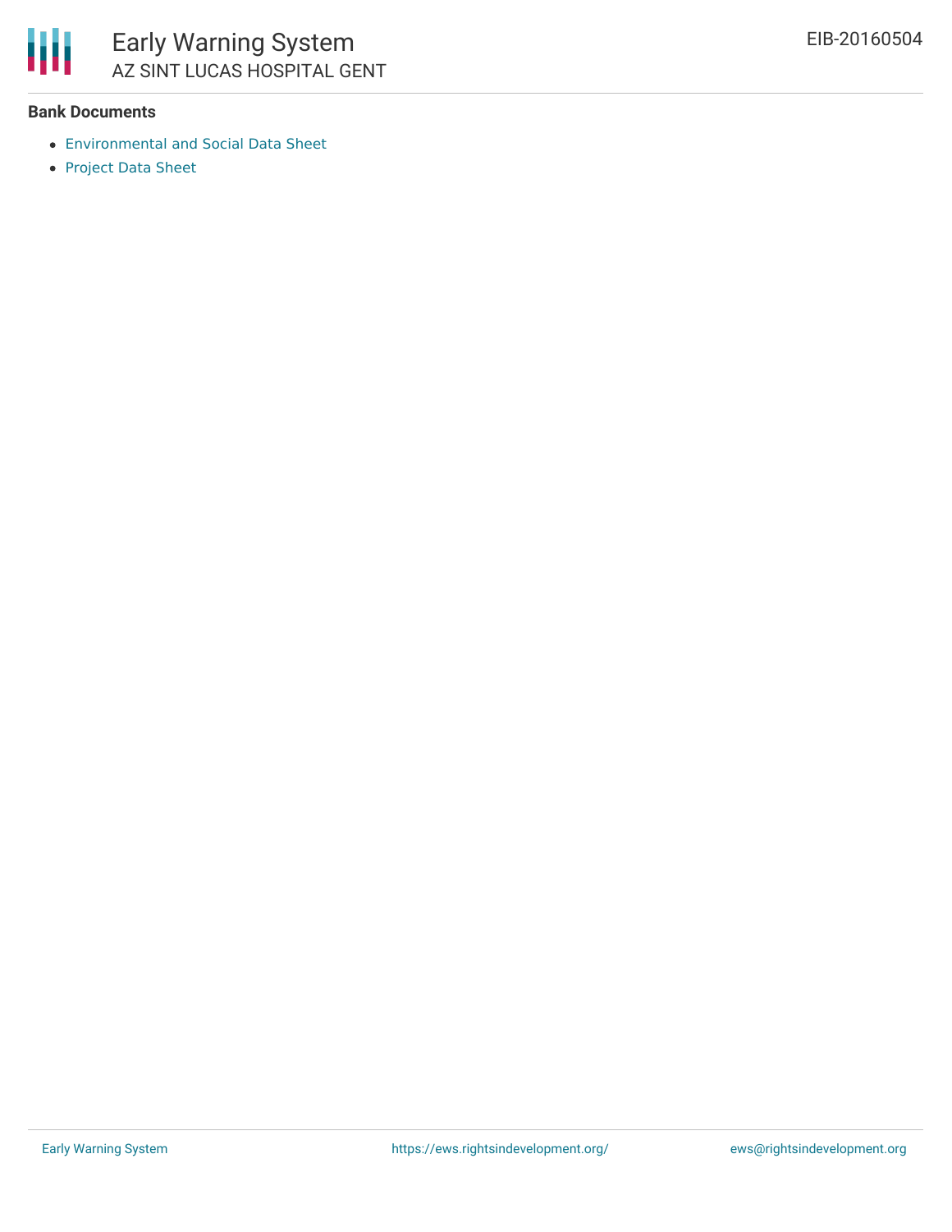**Bank Documents**

- Environmental and Social Data Sheet
- Project Data Sheet